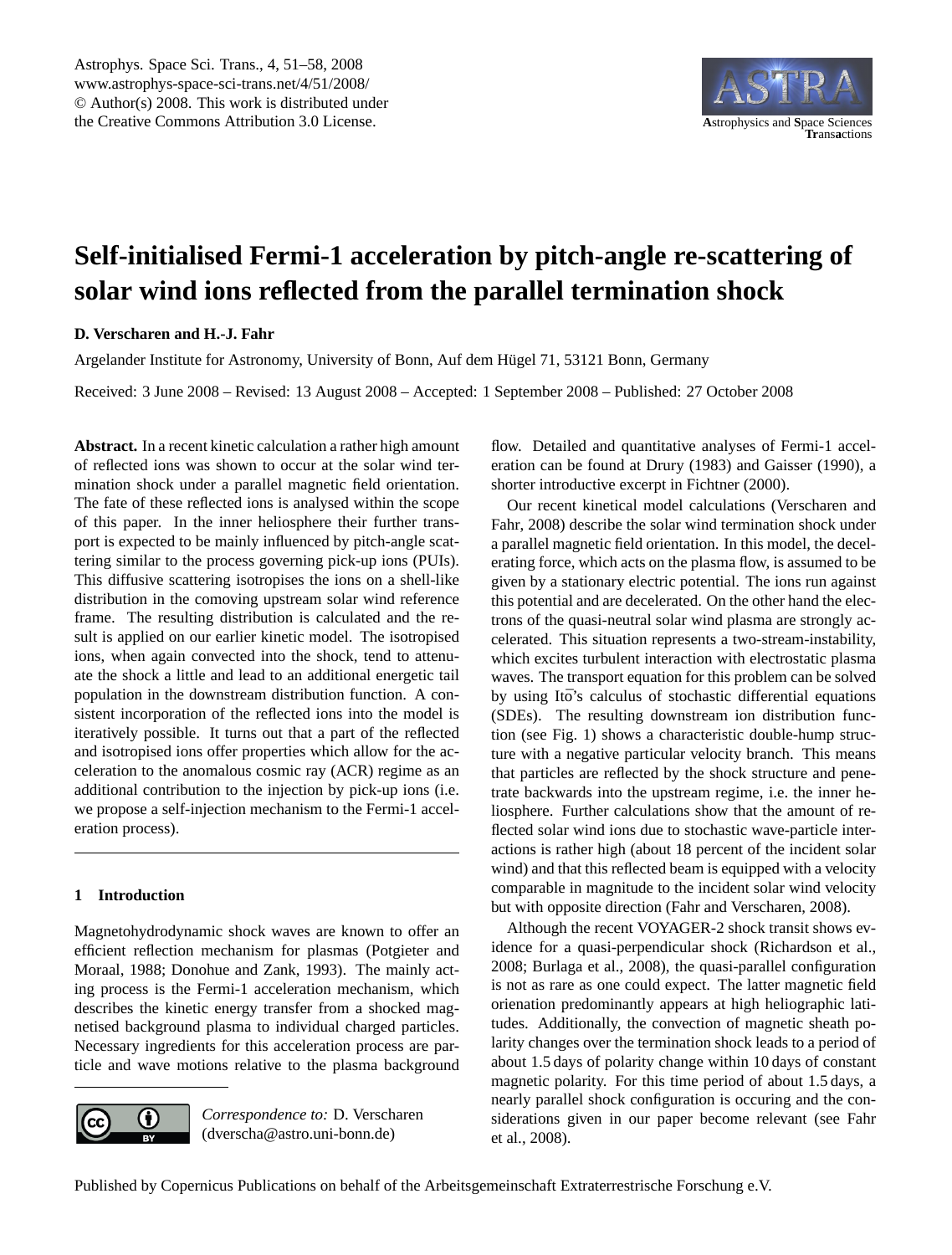# Self-initialised Fermi-1 acceleration by pitch-angle re-scattering of solar wind ions reflected from the parallel termination shock

**D. Verscharen and H.-J. Fahr**

Argelander Institute for Astronomy, University of Bonn, Auf dem Hügel 71, 53121 Bonn, Germany

Received: 3 June 2008 – Revised: 13 August 2008 – Accepted: 1 September 2008 – Published: 27 October 2008

**Abstract.** In a recent kinetic calculation a rather high amount of reflected ions was shown to occur at the solar wind termination shock under a parallel magnetic field orientation. The fate of these reflected ions is analysed within the scope of this paper. In the inner heliosphere their further transport is expected to be mainly influenced by pitch-angle scattering similar to the process governing pick-up ions (PUIs). This diffusive scattering isotropises the ions on a shell-like distribution in the comoving upstream solar wind reference frame. The resulting distribution is calculated and the result is applied on our earlier kinetic model. The isotropised ions, when again convected into the shock, tend to attenuate the shock a little and lead to an additional energetic tail population in the downstream distribution function. A consistent incorporation of the reflected ions into the model is iteratively possible. It turns out that a part of the reflected and isotropised ions offer properties which allow for the acceleration to the anomalous cosmic ray (ACR) regime as an additional contribution to the injection by pick-up ions (i.e. we propose a self-injection mechanism to the Fermi-1 acceleration process).

## 1 Introduction

Magnetohydrodynamic shock waves are known to offer an efficient reflection mechanism for plasmas (Potgieter and Moraal, 1988; Donohue and Zank, 1993). The mainly acting process is the Fermi-1 acceleration mechanism, which describes the kinetic energy transfer from a shocked magnetised background plasma to individual charged particles. Necessary ingredients for this acceleration process are particle and wave motions relative to the plasma background flow. Detailed and quantitative analyses of Fermi-1 acceleration can be found at Drury (1983) and Gaisser (1990), a shorter introductive excerpt in Fichtner (2000).

Our recent kinetical model calculations (Verscharen and Fahr, 2008) describe the solar wind termination shock under a parallel magnetic field orientation. In this model, the decelerating force, which acts on the plasma flow, is assumed to be given by a stationary electric potential. The ions run against this potential and are decelerated. On the other hand the electrons of the quasi-neutral solar wind plasma are strongly accelerated. This situation represents a two-stream-instability, which excites turbulent interaction with electrostatic plasma waves. The transport equation for this problem can be solved by using Itō's calculus of stochastic differential equations (SDEs). The resulting downstream ion distribution function (see Fig. 1) shows a characteristic double-hump structure with a negative particular velocity branch. This means that particles are reflected by the shock structure and penetrate backwards into the upstream regime, i.e. the inner heliosphere. Further calculations show that the amount of reflected solar wind ions due to stochastic wave-particle interactions is rather high (about 18 percent of the incident solar wind) and that this reflected beam is equipped with a velocity comparable in magnitude to the incident solar wind velocity but with opposite direction (Fahr and Verscharen, 2008).

Although the recent VOYAGER-2 shock transit shows evidence for a quasi-perpendicular shock (Richardson et al., 2008; Burlaga et al., 2008), the quasi-parallel configuration is not as rare as one could expect. The latter magnetic field orienation predominantly appears at high heliographic latitudes. Additionally, the convection of magnetic sheath polarity changes over the termination shock leads to a period of about 1.5 days of polarity change within 10 days of constant magnetic polarity. For this time period of about 1.5 days, a nearly parallel shock configuration is occuring and the considerations given in our paper become relevant (see Fahr et al., 2008).

*Correspondence to:* D. Verscharen (dverscha@astro.uni-bonn.de)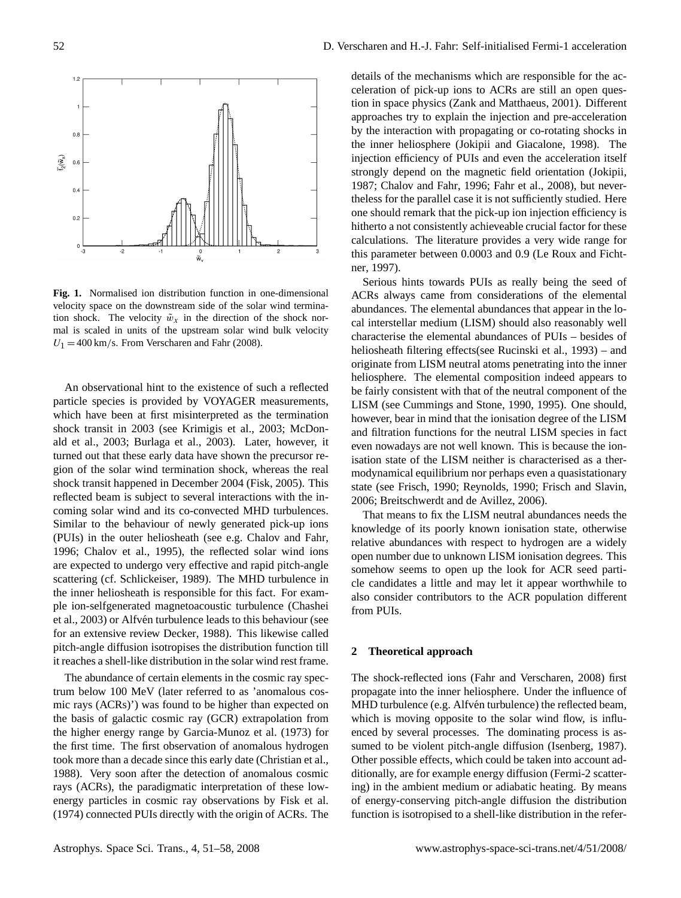Fig. 1. Normalised ion distribution function in one-dimensional velocity space on the downstream side of the solar wind termination shock. The velocity $\tilde{w}_x$ in the direction of the shock normal is scaled in units of the upstream solar wind bulk velocity $U_1 = 400\,\text{km/s}$. From Verscharen and Fahr (2008).

An observational hint to the existence of such a reflected particle species is provided by VOYAGER measurements, which have been at first misinterpreted as the termination shock transit in 2003 (see Krimigis et al., 2003; McDonald et al., 2003; Burlaga et al., 2003). Later, however, it turned out that these early data have shown the precursor region of the solar wind termination shock, whereas the real shock transit happened in December 2004 (Fisk, 2005). This reflected beam is subject to several interactions with the incoming solar wind and its co-convected MHD turbulences. Similar to the behaviour of newly generated pick-up ions (PUIs) in the outer heliosheath (see e.g. Chalov and Fahr, 1996; Chalov et al., 1995), the reflected solar wind ions are expected to undergo very effective and rapid pitch-angle scattering (cf. Schlickeiser, 1989). The MHD turbulence in the inner heliosheath is responsible for this fact. For example ion-selfgenerated magnetoacoustic turbulence (Chashei et al., 2003) or Alfvén turbulence leads to this behaviour (see for an extensive review Decker, 1988). This likewise called pitch-angle diffusion isotropises the distribution function till it reaches a shell-like distribution in the solar wind rest frame.

The abundance of certain elements in the cosmic ray spectrum below 100 MeV (later referred to as 'anomalous cosmic rays (ACRs)') was found to be higher than expected on the basis of galactic cosmic ray (GCR) extrapolation from the higher energy range by Garcia-Munoz et al. (1973) for the first time. The first observation of anomalous hydrogen took more than a decade since this early date (Christian et al., 1988). Very soon after the detection of anomalous cosmic rays (ACRs), the paradigmatic interpretation of these low-energy particles in cosmic ray observations by Fisk et al. (1974) connected PUIs directly with the origin of ACRs. The details of the mechanisms which are responsible for the acceleration of pick-up ions to ACRs are still an open question in space physics (Zank and Matthaeus, 2001). Different approaches try to explain the injection and pre-acceleration by the interaction with propagating or co-rotating shocks in the inner heliosphere (Jokipii and Giacalone, 1998). The injection efficiency of PUIs and even the acceleration itself strongly depend on the magnetic field orientation (Jokipii, 1987; Chalov and Fahr, 1996; Fahr et al., 2008), but nevertheless for the parallel case it is not sufficiently studied. Here one should remark that the pick-up ion injection efficiency is hitherto a not consistently achieveable crucial factor for these calculations. The literature provides a very wide range for this parameter between 0.0003 and 0.9 (Le Roux and Fichtner, 1997).

Serious hints towards PUIs as really being the seed of ACRs always came from considerations of the elemental abundances. The elemental abundances that appear in the local interstellar medium (LISM) should also reasonably well characterise the elemental abundances of PUIs – besides of heliosheath filtering effects(see Rucinski et al., 1993) – and originate from LISM neutral atoms penetrating into the inner heliosphere. The elemental composition indeed appears to be fairly consistent with that of the neutral component of the LISM (see Cummings and Stone, 1990, 1995). One should, however, bear in mind that the ionisation degree of the LISM and filtration functions for the neutral LISM species in fact even nowadays are not well known. This is because the ionisation state of the LISM neither is characterised as a thermodynamical equilibrium nor perhaps even a quasistationary state (see Frisch, 1990; Reynolds, 1990; Frisch and Slavin, 2006; Breitschwerdt and de Avillez, 2006).

That means to fix the LISM neutral abundances needs the knowledge of its poorly known ionisation state, otherwise relative abundances with respect to hydrogen are a widely open number due to unknown LISM ionisation degrees. This somehow seems to open up the look for ACR seed particle candidates a little and may let it appear worthwhile to also consider contributors to the ACR population different from PUIs.

## 2 Theoretical approach

The shock-reflected ions (Fahr and Verscharen, 2008) first propagate into the inner heliosphere. Under the influence of MHD turbulence (e.g. Alfvén turbulence) the reflected beam, which is moving opposite to the solar wind flow, is influenced by several processes. The dominating process is assumed to be violent pitch-angle diffusion (Isenberg, 1987). Other possible effects, which could be taken into account additionally, are for example energy diffusion (Fermi-2 scattering) in the ambient medium or adiabatic heating. By means of energy-conserving pitch-angle diffusion the distribution function is isotropised to a shell-like distribution in the refer-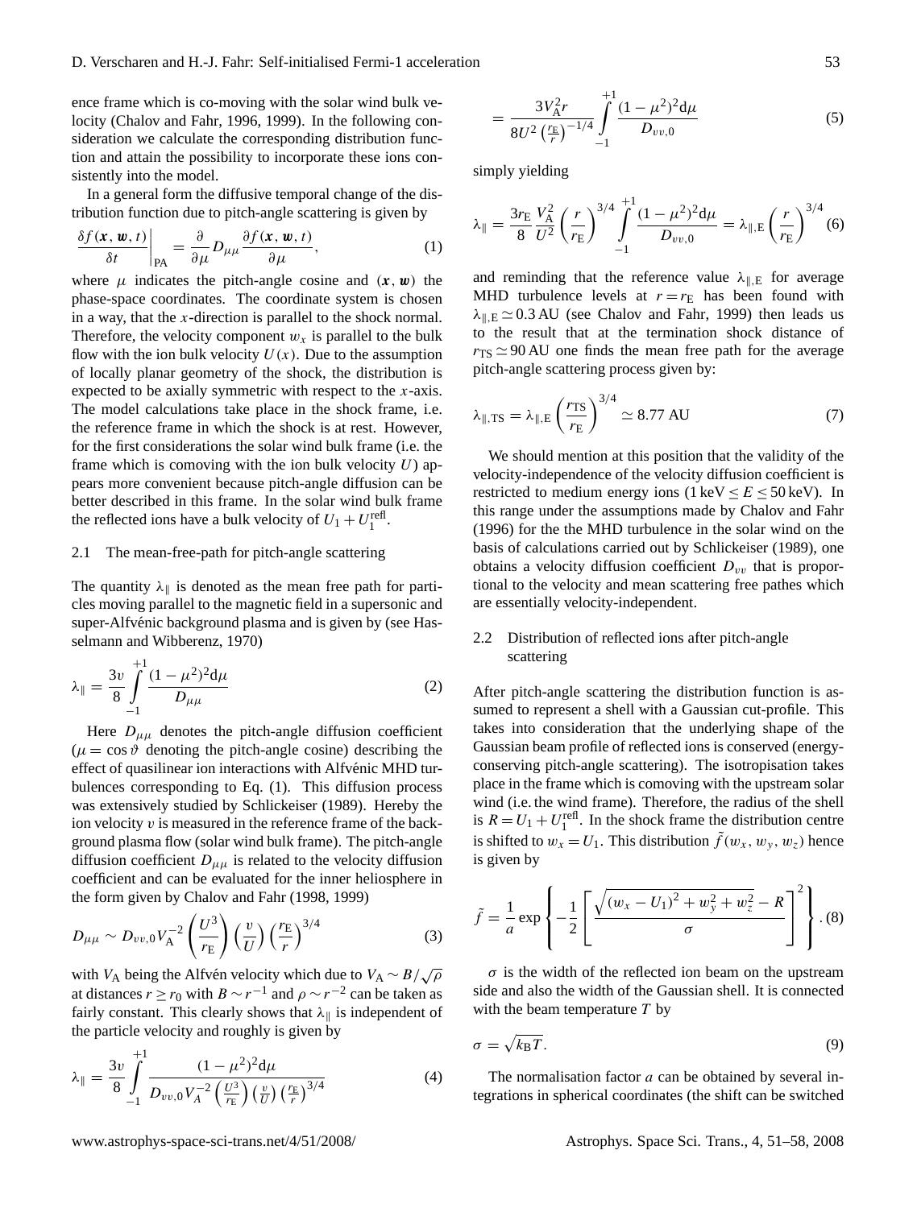ence frame which is co-moving with the solar wind bulk velocity (Chalov and Fahr, 1996, 1999). In the following consideration we calculate the corresponding distribution function and attain the possibility to incorporate these ions consistently into the model.

In a general form the diffusive temporal change of the distribution function due to pitch-angle scattering is given by

$$\left.\frac{\delta f(\boldsymbol{x},\boldsymbol{w},t)}{\delta t}\right|_{\mathrm{PA}} = \frac{\partial}{\partial\mu} D_{\mu\mu}\frac{\partial f(\boldsymbol{x},\boldsymbol{w},t)}{\partial\mu}, \tag{1}$$

where $\mu$ indicates the pitch-angle cosine and $(\boldsymbol{x},\boldsymbol{w})$ the phase-space coordinates. The coordinate system is chosen in a way, that the $x$-direction is parallel to the shock normal. Therefore, the velocity component $w_x$ is parallel to the bulk flow with the ion bulk velocity $U(x)$. Due to the assumption of locally planar geometry of the shock, the distribution is expected to be axially symmetric with respect to the $x$-axis. The model calculations take place in the shock frame, i.e. the reference frame in which the shock is at rest. However, for the first considerations the solar wind bulk frame (i.e. the frame which is comoving with the ion bulk velocity $U$) appears more convenient because pitch-angle diffusion can be better described in this frame. In the solar wind bulk frame the reflected ions have a bulk velocity of $U_1+U_1^{\mathrm{refl}}$.

### 2.1 The mean-free-path for pitch-angle scattering

The quantity $\lambda_\parallel$ is denoted as the mean free path for particles moving parallel to the magnetic field in a supersonic and super-Alfvénic background plasma and is given by (see Hasselmann and Wibberenz, 1970)

$$\lambda_\parallel = \frac{3v}{8}\int\limits_{-1}^{+1}\frac{(1-\mu^2)^2\mathrm{d}\mu}{D_{\mu\mu}} \tag{2}$$

Here $D_{\mu\mu}$ denotes the pitch-angle diffusion coefficient ($\mu=\cos\vartheta$ denoting the pitch-angle cosine) describing the effect of quasilinear ion interactions with Alfvénic MHD turbulences corresponding to Eq. (1). This diffusion process was extensively studied by Schlickeiser (1989). Hereby the ion velocity $v$ is measured in the reference frame of the background plasma flow (solar wind bulk frame). The pitch-angle diffusion coefficient $D_{\mu\mu}$ is related to the velocity diffusion coefficient and can be evaluated for the inner heliosphere in the form given by Chalov and Fahr (1998, 1999)

$$D_{\mu\mu} \sim D_{vv,0}V_{\mathrm{A}}^{-2}\left(\frac{U^3}{r_{\mathrm{E}}}\right)\left(\frac{v}{U}\right)\left(\frac{r_{\mathrm{E}}}{r}\right)^{3/4} \tag{3}$$

with $V_{\mathrm{A}}$ being the Alfvén velocity which due to $V_{\mathrm{A}}\sim B/\sqrt{\rho}$ at distances $r\geq r_0$ with $B\sim r^{-1}$ and $\rho\sim r^{-2}$ can be taken as fairly constant. This clearly shows that $\lambda_\parallel$ is independent of the particle velocity and roughly is given by

$$\lambda_\parallel = \frac{3v}{8}\int\limits_{-1}^{+1}\frac{(1-\mu^2)^2\mathrm{d}\mu}{D_{vv,0}V_A^{-2}\left(\frac{U^3}{r_{\mathrm{E}}}\right)\left(\frac{v}{U}\right)\left(\frac{r_{\mathrm{E}}}{r}\right)^{3/4}} \tag{4}$$

$$= \frac{3V_{\mathrm{A}}^2 r}{8U^2\left(\frac{r_{\mathrm{E}}}{r}\right)^{-1/4}}\int\limits_{-1}^{+1}\frac{(1-\mu^2)^2\mathrm{d}\mu}{D_{vv,0}} \tag{5}$$

simply yielding

$$\lambda_\parallel = \frac{3r_{\mathrm{E}}}{8}\frac{V_{\mathrm{A}}^2}{U^2}\left(\frac{r}{r_{\mathrm{E}}}\right)^{3/4}\int\limits_{-1}^{+1}\frac{(1-\mu^2)^2\mathrm{d}\mu}{D_{vv,0}} = \lambda_{\parallel,\mathrm{E}}\left(\frac{r}{r_{\mathrm{E}}}\right)^{3/4} \tag{6}$$

and reminding that the reference value $\lambda_{\parallel,\mathrm{E}}$ for average MHD turbulence levels at $r=r_{\mathrm{E}}$ has been found with $\lambda_{\parallel,\mathrm{E}}\simeq 0.3\,\mathrm{AU}$ (see Chalov and Fahr, 1999) then leads us to the result that at the termination shock distance of $r_{\mathrm{TS}}\simeq 90\,\mathrm{AU}$ one finds the mean free path for the average pitch-angle scattering process given by:

$$\lambda_{\parallel,\mathrm{TS}} = \lambda_{\parallel,\mathrm{E}}\left(\frac{r_{\mathrm{TS}}}{r_{\mathrm{E}}}\right)^{3/4} \simeq 8.77\ \mathrm{AU} \tag{7}$$

We should mention at this position that the validity of the velocity-independence of the velocity diffusion coefficient is restricted to medium energy ions ($1\,\mathrm{keV}\leq E\leq 50\,\mathrm{keV}$). In this range under the assumptions made by Chalov and Fahr (1996) for the the MHD turbulence in the solar wind on the basis of calculations carried out by Schlickeiser (1989), one obtains a velocity diffusion coefficient $D_{vv}$ that is proportional to the velocity and mean scattering free pathes which are essentially velocity-independent.

### 2.2 Distribution of reflected ions after pitch-angle scattering

After pitch-angle scattering the distribution function is assumed to represent a shell with a Gaussian cut-profile. This takes into consideration that the underlying shape of the Gaussian beam profile of reflected ions is conserved (energy-conserving pitch-angle scattering). The isotropisation takes place in the frame which is comoving with the upstream solar wind (i.e. the wind frame). Therefore, the radius of the shell is $R=U_1+U_1^{\mathrm{refl}}$. In the shock frame the distribution centre is shifted to $w_x=U_1$. This distribution $\tilde{f}(w_x,w_y,w_z)$ hence is given by

$$\tilde{f} = \frac{1}{a}\exp\left\{-\frac{1}{2}\left[\frac{\sqrt{(w_x-U_1)^2+w_y^2+w_z^2}-R}{\sigma}\right]^2\right\}. \tag{8}$$

$\sigma$ is the width of the reflected ion beam on the upstream side and also the width of the Gaussian shell. It is connected with the beam temperature $T$ by

$$\sigma = \sqrt{k_{\mathrm{B}}T}. \tag{9}$$

The normalisation factor $a$ can be obtained by several integrations in spherical coordinates (the shift can be switched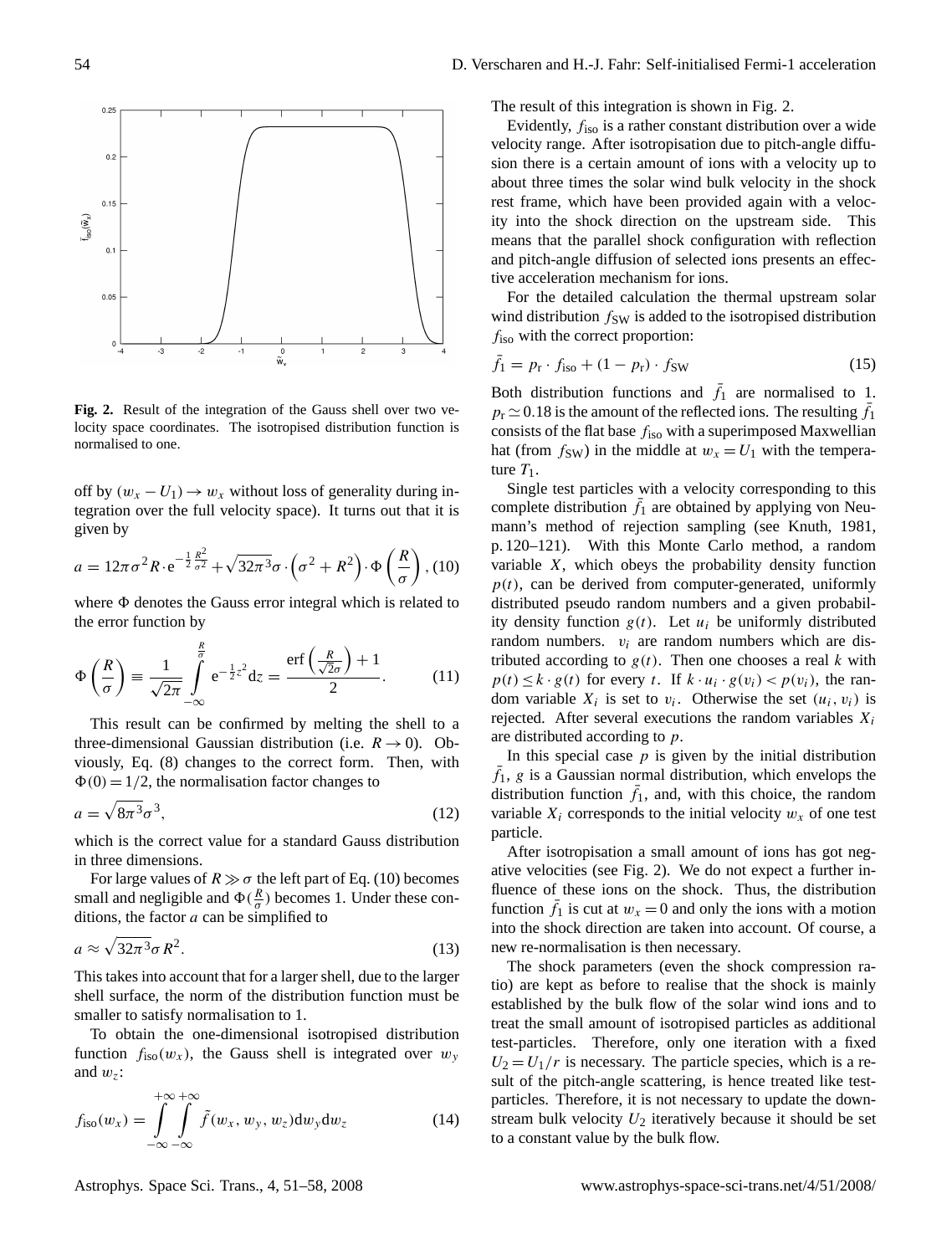**Fig. 2.** Result of the integration of the Gauss shell over two velocity space coordinates. The isotropised distribution function is normalised to one.

off by $(w_x - U_1) \rightarrow w_x$ without loss of generality during integration over the full velocity space). It turns out that it is given by

$$a = 12\pi\sigma^2 R \cdot \mathrm{e}^{-\frac{1}{2}\frac{R^2}{\sigma^2}} + \sqrt{32\pi^3}\sigma \cdot \left(\sigma^2 + R^2\right) \cdot \Phi\left(\frac{R}{\sigma}\right), \quad (10)$$

where $\Phi$ denotes the Gauss error integral which is related to the error function by

$$\Phi\left(\frac{R}{\sigma}\right) \equiv \frac{1}{\sqrt{2\pi}} \int_{-\infty}^{\frac{R}{\sigma}} \mathrm{e}^{-\frac{1}{2}z^2} \mathrm{d}z = \frac{\mathrm{erf}\left(\frac{R}{\sqrt{2}\sigma}\right) + 1}{2}. \quad (11)$$

This result can be confirmed by melting the shell to a three-dimensional Gaussian distribution (i.e. $R \rightarrow 0$). Obviously, Eq. (8) changes to the correct form. Then, with $\Phi(0) = 1/2$, the normalisation factor changes to

$$a = \sqrt{8\pi^3}\sigma^3, \quad (12)$$

which is the correct value for a standard Gauss distribution in three dimensions.

For large values of $R \gg \sigma$ the left part of Eq. (10) becomes small and negligible and $\Phi(\frac{R}{\sigma})$ becomes 1. Under these conditions, the factor $a$ can be simplified to

$$a \approx \sqrt{32\pi^3}\sigma R^2. \quad (13)$$

This takes into account that for a larger shell, due to the larger shell surface, the norm of the distribution function must be smaller to satisfy normalisation to 1.

To obtain the one-dimensional isotropised distribution function $f_{\mathrm{iso}}(w_x)$, the Gauss shell is integrated over $w_y$ and $w_z$:

$$f_{\mathrm{iso}}(w_x) = \int_{-\infty}^{+\infty}\int_{-\infty}^{+\infty} \tilde{f}(w_x, w_y, w_z)\mathrm{d}w_y \mathrm{d}w_z \quad (14)$$

The result of this integration is shown in Fig. 2.

Evidently, $f_{\mathrm{iso}}$ is a rather constant distribution over a wide velocity range. After isotropisation due to pitch-angle diffusion there is a certain amount of ions with a velocity up to about three times the solar wind bulk velocity in the shock rest frame, which have been provided again with a velocity into the shock direction on the upstream side. This means that the parallel shock configuration with reflection and pitch-angle diffusion of selected ions presents an effective acceleration mechanism for ions.

For the detailed calculation the thermal upstream solar wind distribution $f_{\mathrm{SW}}$ is added to the isotropised distribution $f_{\mathrm{iso}}$ with the correct proportion:

$$\bar{f}_1 = p_{\mathrm{r}} \cdot f_{\mathrm{iso}} + (1 - p_{\mathrm{r}}) \cdot f_{\mathrm{SW}} \quad (15)$$

Both distribution functions and $\bar{f}_1$ are normalised to 1. $p_{\mathrm{r}} \simeq 0.18$ is the amount of the reflected ions. The resulting $\bar{f}_1$ consists of the flat base $f_{\mathrm{iso}}$ with a superimposed Maxwellian hat (from $f_{\mathrm{SW}}$) in the middle at $w_x = U_1$ with the temperature $T_1$.

Single test particles with a velocity corresponding to this complete distribution $\bar{f}_1$ are obtained by applying von Neumann's method of rejection sampling (see Knuth, 1981, p. 120–121). With this Monte Carlo method, a random variable $X$, which obeys the probability density function $p(t)$, can be derived from computer-generated, uniformly distributed pseudo random numbers and a given probability density function $g(t)$. Let $u_i$ be uniformly distributed random numbers. $v_i$ are random numbers which are distributed according to $g(t)$. Then one chooses a real $k$ with $p(t) \leq k \cdot g(t)$ for every $t$. If $k \cdot u_i \cdot g(v_i) < p(v_i)$, the random variable $X_i$ is set to $v_i$. Otherwise the set $(u_i, v_i)$ is rejected. After several executions the random variables $X_i$ are distributed according to $p$.

In this special case $p$ is given by the initial distribution $\bar{f}_1$, $g$ is a Gaussian normal distribution, which envelops the distribution function $\bar{f}_1$, and, with this choice, the random variable $X_i$ corresponds to the initial velocity $w_x$ of one test particle.

After isotropisation a small amount of ions has got negative velocities (see Fig. 2). We do not expect a further influence of these ions on the shock. Thus, the distribution function $\bar{f}_1$ is cut at $w_x = 0$ and only the ions with a motion into the shock direction are taken into account. Of course, a new re-normalisation is then necessary.

The shock parameters (even the shock compression ratio) are kept as before to realise that the shock is mainly established by the bulk flow of the solar wind ions and to treat the small amount of isotropised particles as additional test-particles. Therefore, only one iteration with a fixed $U_2 = U_1/r$ is necessary. The particle species, which is a result of the pitch-angle scattering, is hence treated like test-particles. Therefore, it is not necessary to update the downstream bulk velocity $U_2$ iteratively because it should be set to a constant value by the bulk flow.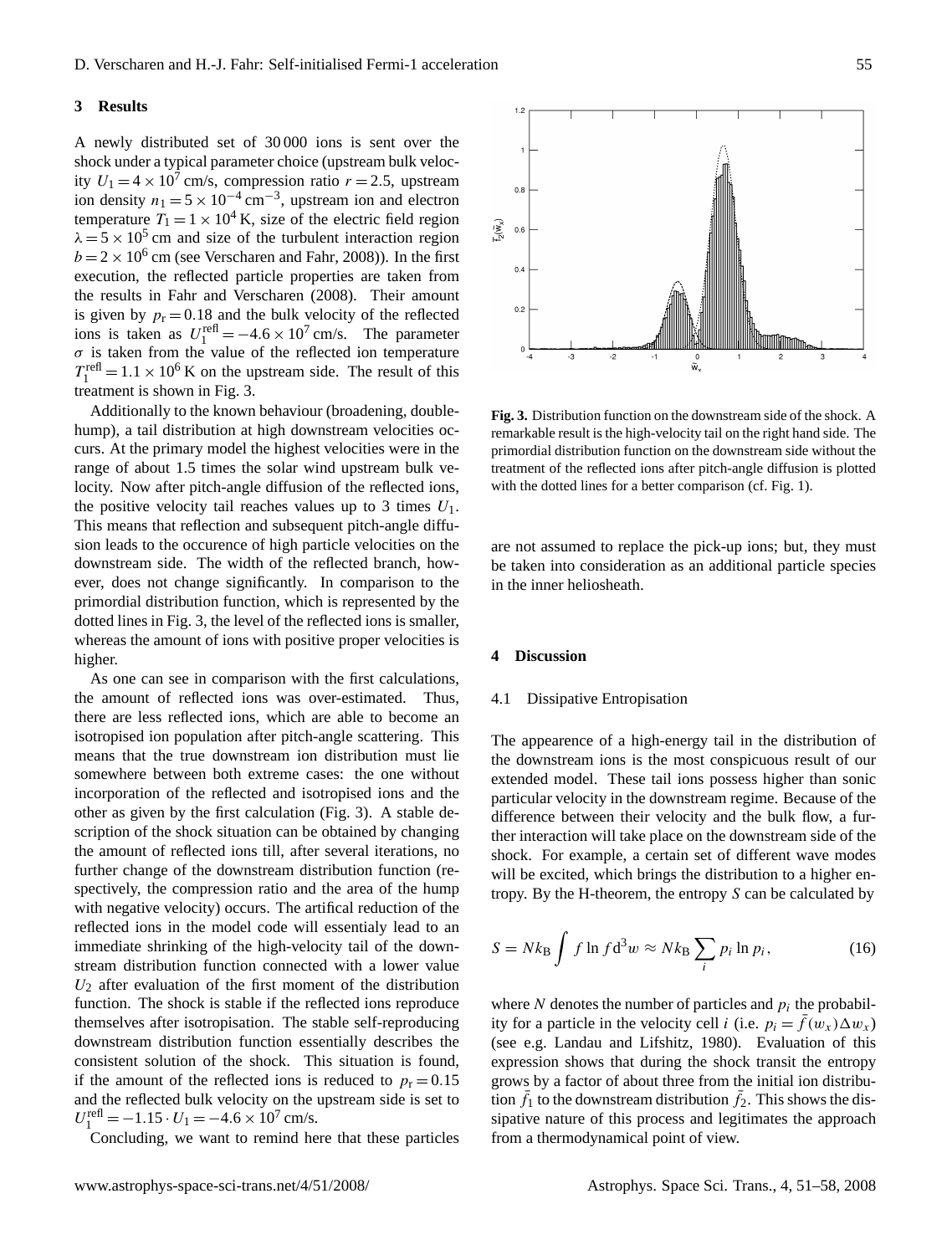## 3 Results

A newly distributed set of 30 000 ions is sent over the shock under a typical parameter choice (upstream bulk velocity $U_1 = 4 \times 10^7$ cm/s, compression ratio $r = 2.5$, upstream ion density $n_1 = 5 \times 10^{-4}$ cm$^{-3}$, upstream ion and electron temperature $T_1 = 1 \times 10^4$ K, size of the electric field region $\lambda = 5 \times 10^5$ cm and size of the turbulent interaction region $b = 2 \times 10^6$ cm (see Verscharen and Fahr, 2008)). In the first execution, the reflected particle properties are taken from the results in Fahr and Verscharen (2008). Their amount is given by $p_r = 0.18$ and the bulk velocity of the reflected ions is taken as $U_1^{\text{refl}} = -4.6 \times 10^7$ cm/s. The parameter $\sigma$ is taken from the value of the reflected ion temperature $T_1^{\text{refl}} = 1.1 \times 10^6$ K on the upstream side. The result of this treatment is shown in Fig. 3.

Additionally to the known behaviour (broadening, double-hump), a tail distribution at high downstream velocities occurs. At the primary model the highest velocities were in the range of about 1.5 times the solar wind upstream bulk velocity. Now after pitch-angle diffusion of the reflected ions, the positive velocity tail reaches values up to 3 times $U_1$. This means that reflection and subsequent pitch-angle diffusion leads to the occurence of high particle velocities on the downstream side. The width of the reflected branch, however, does not change significantly. In comparison to the primordial distribution function, which is represented by the dotted lines in Fig. 3, the level of the reflected ions is smaller, whereas the amount of ions with positive proper velocities is higher.

As one can see in comparison with the first calculations, the amount of reflected ions was over-estimated. Thus, there are less reflected ions, which are able to become an isotropised ion population after pitch-angle scattering. This means that the true downstream ion distribution must lie somewhere between both extreme cases: the one without incorporation of the reflected and isotropised ions and the other as given by the first calculation (Fig. 3). A stable description of the shock situation can be obtained by changing the amount of reflected ions till, after several iterations, no further change of the downstream distribution function (respectively, the compression ratio and the area of the hump with negative velocity) occurs. The artifical reduction of the reflected ions in the model code will essentialy lead to an immediate shrinking of the high-velocity tail of the downstream distribution function connected with a lower value $U_2$ after evaluation of the first moment of the distribution function. The shock is stable if the reflected ions reproduce themselves after isotropisation. The stable self-reproducing downstream distribution function essentially describes the consistent solution of the shock. This situation is found, if the amount of the reflected ions is reduced to $p_r = 0.15$ and the reflected bulk velocity on the upstream side is set to $U_1^{\text{refl}} = -1.15 \cdot U_1 = -4.6 \times 10^7$ cm/s.

Concluding, we want to remind here that these particles are not assumed to replace the pick-up ions; but, they must be taken into consideration as an additional particle species in the inner heliosheath.

**Fig. 3.** Distribution function on the downstream side of the shock. A remarkable result is the high-velocity tail on the right hand side. The primordial distribution function on the downstream side without the treatment of the reflected ions after pitch-angle diffusion is plotted with the dotted lines for a better comparison (cf. Fig. 1).

## 4 Discussion

### 4.1 Dissipative Entropisation

The appearence of a high-energy tail in the distribution of the downstream ions is the most conspicuous result of our extended model. These tail ions possess higher than sonic particular velocity in the downstream regime. Because of the difference between their velocity and the bulk flow, a further interaction will take place on the downstream side of the shock. For example, a certain set of different wave modes will be excited, which brings the distribution to a higher entropy. By the H-theorem, the entropy $S$ can be calculated by

$$S = Nk_B \int f \ln f \, d^3w \approx Nk_B \sum_i p_i \ln p_i, \tag{16}$$

where $N$ denotes the number of particles and $p_i$ the probability for a particle in the velocity cell $i$ (i.e. $p_i = \bar{f}(w_x)\Delta w_x$) (see e.g. Landau and Lifshitz, 1980). Evaluation of this expression shows that during the shock transit the entropy grows by a factor of about three from the initial ion distribution $\bar{f}_1$ to the downstream distribution $\bar{f}_2$. This shows the dissipative nature of this process and legitimates the approach from a thermodynamical point of view.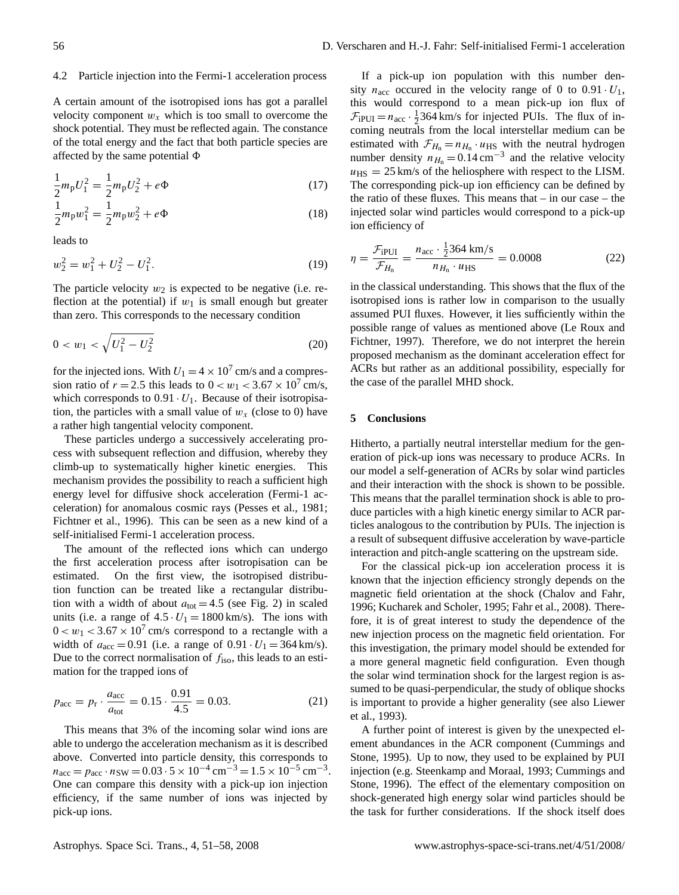### 4.2 Particle injection into the Fermi-1 acceleration process

A certain amount of the isotropised ions has got a parallel velocity component $w_x$ which is too small to overcome the shock potential. They must be reflected again. The constance of the total energy and the fact that both particle species are affected by the same potential $\Phi$

$$\frac{1}{2}m_{\mathrm{p}}U_1^2 = \frac{1}{2}m_{\mathrm{p}}U_2^2 + e\Phi \tag{17}$$

$$\frac{1}{2}m_{\mathrm{p}}w_1^2 = \frac{1}{2}m_{\mathrm{p}}w_2^2 + e\Phi \tag{18}$$

leads to

$$w_2^2 = w_1^2 + U_2^2 - U_1^2. \tag{19}$$

The particle velocity $w_2$ is expected to be negative (i.e. reflection at the potential) if $w_1$ is small enough but greater than zero. This corresponds to the necessary condition

$$0 < w_1 < \sqrt{U_1^2 - U_2^2} \tag{20}$$

for the injected ions. With $U_1 = 4\times10^7$ cm/s and a compression ratio of $r = 2.5$ this leads to $0 < w_1 < 3.67\times10^7$ cm/s, which corresponds to $0.91\cdot U_1$. Because of their isotropisation, the particles with a small value of $w_x$ (close to 0) have a rather high tangential velocity component.

These particles undergo a successively accelerating process with subsequent reflection and diffusion, whereby they climb-up to systematically higher kinetic energies. This mechanism provides the possibility to reach a sufficient high energy level for diffusive shock acceleration (Fermi-1 acceleration) for anomalous cosmic rays (Pesses et al., 1981; Fichtner et al., 1996). This can be seen as a new kind of a self-initialised Fermi-1 acceleration process.

The amount of the reflected ions which can undergo the first acceleration process after isotropisation can be estimated. On the first view, the isotropised distribution function can be treated like a rectangular distribution with a width of about $a_{\mathrm{tot}} = 4.5$ (see Fig. 2) in scaled units (i.e. a range of $4.5\cdot U_1 = 1800$ km/s). The ions with $0 < w_1 < 3.67\times10^7$ cm/s correspond to a rectangle with a width of $a_{\mathrm{acc}} = 0.91$ (i.e. a range of $0.91\cdot U_1 = 364$ km/s). Due to the correct normalisation of $f_{\mathrm{iso}}$, this leads to an estimation for the trapped ions of

$$p_{\mathrm{acc}} = p_{\mathrm{r}}\cdot\frac{a_{\mathrm{acc}}}{a_{\mathrm{tot}}} = 0.15\cdot\frac{0.91}{4.5} = 0.03. \tag{21}$$

This means that 3% of the incoming solar wind ions are able to undergo the acceleration mechanism as it is described above. Converted into particle density, this corresponds to $n_{\mathrm{acc}} = p_{\mathrm{acc}}\cdot n_{\mathrm{SW}} = 0.03\cdot 5\times10^{-4}\,\mathrm{cm}^{-3} = 1.5\times10^{-5}\,\mathrm{cm}^{-3}$. One can compare this density with a pick-up ion injection efficiency, if the same number of ions was injected by pick-up ions.

If a pick-up ion population with this number density $n_{\mathrm{acc}}$ occured in the velocity range of 0 to $0.91\cdot U_1$, this would correspond to a mean pick-up ion flux of $\mathcal{F}_{\mathrm{iPUI}} = n_{\mathrm{acc}}\cdot\frac{1}{2}364$ km/s for injected PUIs. The flux of incoming neutrals from the local interstellar medium can be estimated with $\mathcal{F}_{H_{\mathrm{n}}} = n_{H_{\mathrm{n}}}\cdot u_{\mathrm{HS}}$ with the neutral hydrogen number density $n_{H_{\mathrm{n}}} = 0.14\,\mathrm{cm}^{-3}$ and the relative velocity $u_{\mathrm{HS}} = 25$ km/s of the heliosphere with respect to the LISM. The corresponding pick-up ion efficiency can be defined by the ratio of these fluxes. This means that – in our case – the injected solar wind particles would correspond to a pick-up ion efficiency of

$$\eta = \frac{\mathcal{F}_{\mathrm{iPUI}}}{\mathcal{F}_{H_{\mathrm{n}}}} = \frac{n_{\mathrm{acc}}\cdot\frac{1}{2}364\ \mathrm{km/s}}{n_{H_{\mathrm{n}}}\cdot u_{\mathrm{HS}}} = 0.0008 \tag{22}$$

in the classical understanding. This shows that the flux of the isotropised ions is rather low in comparison to the usually assumed PUI fluxes. However, it lies sufficiently within the possible range of values as mentioned above (Le Roux and Fichtner, 1997). Therefore, we do not interpret the herein proposed mechanism as the dominant acceleration effect for ACRs but rather as an additional possibility, especially for the case of the parallel MHD shock.

## 5 Conclusions

Hitherto, a partially neutral interstellar medium for the generation of pick-up ions was necessary to produce ACRs. In our model a self-generation of ACRs by solar wind particles and their interaction with the shock is shown to be possible. This means that the parallel termination shock is able to produce particles with a high kinetic energy similar to ACR particles analogous to the contribution by PUIs. The injection is a result of subsequent diffusive acceleration by wave-particle interaction and pitch-angle scattering on the upstream side.

For the classical pick-up ion acceleration process it is known that the injection efficiency strongly depends on the magnetic field orientation at the shock (Chalov and Fahr, 1996; Kucharek and Scholer, 1995; Fahr et al., 2008). Therefore, it is of great interest to study the dependence of the new injection process on the magnetic field orientation. For this investigation, the primary model should be extended for a more general magnetic field configuration. Even though the solar wind termination shock for the largest region is assumed to be quasi-perpendicular, the study of oblique shocks is important to provide a higher generality (see also Liewer et al., 1993).

A further point of interest is given by the unexpected element abundances in the ACR component (Cummings and Stone, 1995). Up to now, they used to be explained by PUI injection (e.g. Steenkamp and Moraal, 1993; Cummings and Stone, 1996). The effect of the elementary composition on shock-generated high energy solar wind particles should be the task for further considerations. If the shock itself does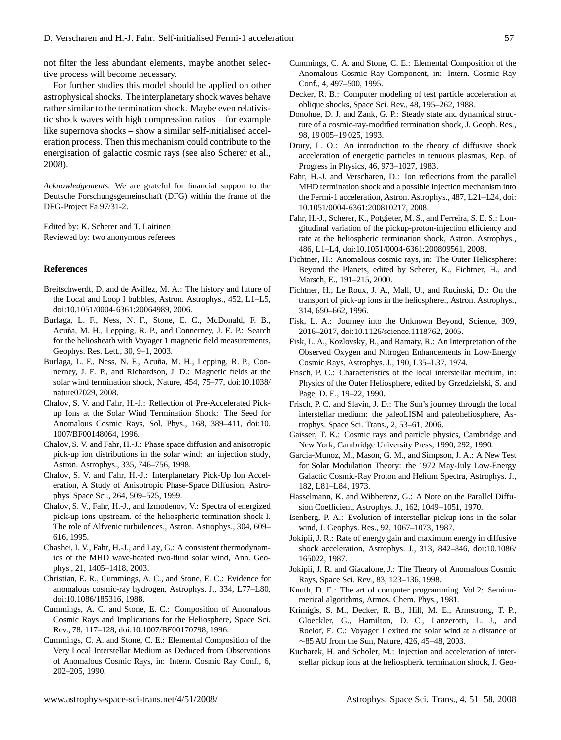not filter the less abundant elements, maybe another selective process will become necessary.

For further studies this model should be applied on other astrophysical shocks. The interplanetary shock waves behave rather similar to the termination shock. Maybe even relativistic shock waves with high compression ratios – for example like supernova shocks – show a similar self-initialised acceleration process. Then this mechanism could contribute to the energisation of galactic cosmic rays (see also Scherer et al., 2008).

*Acknowledgements.* We are grateful for financial support to the Deutsche Forschungsgemeinschaft (DFG) within the frame of the DFG-Project Fa 97/31-2.

Edited by: K. Scherer and T. Laitinen
Reviewed by: two anonymous referees

## References

Breitschwerdt, D. and de Avillez, M. A.: The history and future of the Local and Loop I bubbles, Astron. Astrophys., 452, L1–L5, doi:10.1051/0004-6361:20064989, 2006.

Burlaga, L. F., Ness, N. F., Stone, E. C., McDonald, F. B., Acuña, M. H., Lepping, R. P., and Connerney, J. E. P.: Search for the heliosheath with Voyager 1 magnetic field measurements, Geophys. Res. Lett., 30, 9–1, 2003.

Burlaga, L. F., Ness, N. F., Acuña, M. H., Lepping, R. P., Connerney, J. E. P., and Richardson, J. D.: Magnetic fields at the solar wind termination shock, Nature, 454, 75–77, doi:10.1038/nature07029, 2008.

Chalov, S. V. and Fahr, H.-J.: Reflection of Pre-Accelerated Pickup Ions at the Solar Wind Termination Shock: The Seed for Anomalous Cosmic Rays, Sol. Phys., 168, 389–411, doi:10.1007/BF00148064, 1996.

Chalov, S. V. and Fahr, H.-J.: Phase space diffusion and anisotropic pick-up ion distributions in the solar wind: an injection study, Astron. Astrophys., 335, 746–756, 1998.

Chalov, S. V. and Fahr, H.-J.: Interplanetary Pick-Up Ion Acceleration, A Study of Anisotropic Phase-Space Diffusion, Astrophys. Space Sci., 264, 509–525, 1999.

Chalov, S. V., Fahr, H.-J., and Izmodenov, V.: Spectra of energized pick-up ions upstream. of the heliospheric termination shock I. The role of Alfvenic turbulences., Astron. Astrophys., 304, 609–616, 1995.

Chashei, I. V., Fahr, H.-J., and Lay, G.: A consistent thermodynamics of the MHD wave-heated two-fluid solar wind, Ann. Geophys., 21, 1405–1418, 2003.

Christian, E. R., Cummings, A. C., and Stone, E. C.: Evidence for anomalous cosmic-ray hydrogen, Astrophys. J., 334, L77–L80, doi:10.1086/185316, 1988.

Cummings, A. C. and Stone, E. C.: Composition of Anomalous Cosmic Rays and Implications for the Heliosphere, Space Sci. Rev., 78, 117–128, doi:10.1007/BF00170798, 1996.

Cummings, C. A. and Stone, C. E.: Elemental Composition of the Very Local Interstellar Medium as Deduced from Observations of Anomalous Cosmic Rays, in: Intern. Cosmic Ray Conf., 6, 202–205, 1990.

Cummings, C. A. and Stone, C. E.: Elemental Composition of the Anomalous Cosmic Ray Component, in: Intern. Cosmic Ray Conf., 4, 497–500, 1995.

Decker, R. B.: Computer modeling of test particle acceleration at oblique shocks, Space Sci. Rev., 48, 195–262, 1988.

Donohue, D. J. and Zank, G. P.: Steady state and dynamical structure of a cosmic-ray-modified termination shock, J. Geoph. Res., 98, 19 005–19 025, 1993.

Drury, L. O.: An introduction to the theory of diffusive shock acceleration of energetic particles in tenuous plasmas, Rep. of Progress in Physics, 46, 973–1027, 1983.

Fahr, H.-J. and Verscharen, D.: Ion reflections from the parallel MHD termination shock and a possible injection mechanism into the Fermi-1 acceleration, Astron. Astrophys., 487, L21–L24, doi:10.1051/0004-6361:200810217, 2008.

Fahr, H.-J., Scherer, K., Potgieter, M. S., and Ferreira, S. E. S.: Longitudinal variation of the pickup-proton-injection efficiency and rate at the heliospheric termination shock, Astron. Astrophys., 486, L1–L4, doi:10.1051/0004-6361:200809561, 2008.

Fichtner, H.: Anomalous cosmic rays, in: The Outer Heliosphere: Beyond the Planets, edited by Scherer, K., Fichtner, H., and Marsch, E., 191–215, 2000.

Fichtner, H., Le Roux, J. A., Mall, U., and Rucinski, D.: On the transport of pick-up ions in the heliosphere., Astron. Astrophys., 314, 650–662, 1996.

Fisk, L. A.: Journey into the Unknown Beyond, Science, 309, 2016–2017, doi:10.1126/science.1118762, 2005.

Fisk, L. A., Kozlovsky, B., and Ramaty, R.: An Interpretation of the Observed Oxygen and Nitrogen Enhancements in Low-Energy Cosmic Rays, Astrophys. J., 190, L35–L37, 1974.

Frisch, P. C.: Characteristics of the local interstellar medium, in: Physics of the Outer Heliosphere, edited by Grzedzielski, S. and Page, D. E., 19–22, 1990.

Frisch, P. C. and Slavin, J. D.: The Sun's journey through the local interstellar medium: the paleoLISM and paleoheliosphere, Astrophys. Space Sci. Trans., 2, 53–61, 2006.

Gaisser, T. K.: Cosmic rays and particle physics, Cambridge and New York, Cambridge University Press, 1990, 292, 1990.

Garcia-Munoz, M., Mason, G. M., and Simpson, J. A.: A New Test for Solar Modulation Theory: the 1972 May-July Low-Energy Galactic Cosmic-Ray Proton and Helium Spectra, Astrophys. J., 182, L81–L84, 1973.

Hasselmann, K. and Wibberenz, G.: A Note on the Parallel Diffusion Coefficient, Astrophys. J., 162, 1049–1051, 1970.

Isenberg, P. A.: Evolution of interstellar pickup ions in the solar wind, J. Geophys. Res., 92, 1067–1073, 1987.

Jokipii, J. R.: Rate of energy gain and maximum energy in diffusive shock acceleration, Astrophys. J., 313, 842–846, doi:10.1086/165022, 1987.

Jokipii, J. R. and Giacalone, J.: The Theory of Anomalous Cosmic Rays, Space Sci. Rev., 83, 123–136, 1998.

Knuth, D. E.: The art of computer programming. Vol.2: Seminumerical algorithms, Atmos. Chem. Phys., 1981.

Krimigis, S. M., Decker, R. B., Hill, M. E., Armstrong, T. P., Gloeckler, G., Hamilton, D. C., Lanzerotti, L. J., and Roelof, E. C.: Voyager 1 exited the solar wind at a distance of ∼85 AU from the Sun, Nature, 426, 45–48, 2003.

Kucharek, H. and Scholer, M.: Injection and acceleration of interstellar pickup ions at the heliospheric termination shock, J. Geo-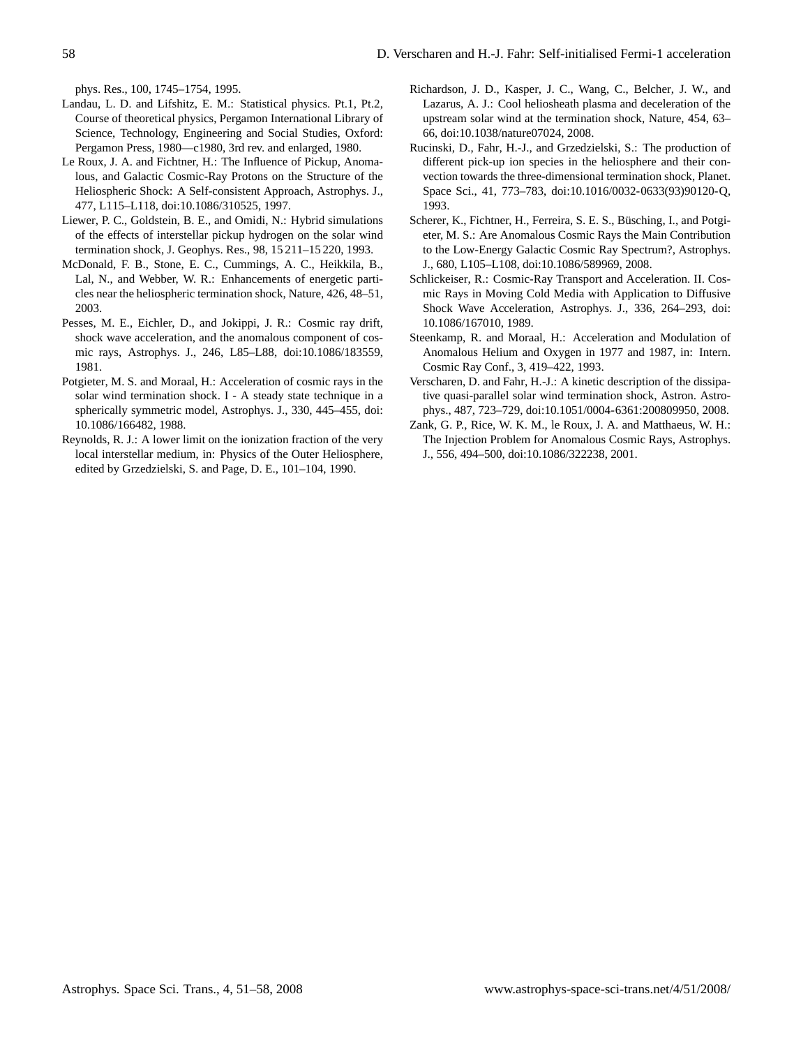phys. Res., 100, 1745–1754, 1995.

Landau, L. D. and Lifshitz, E. M.: Statistical physics. Pt.1, Pt.2, Course of theoretical physics, Pergamon International Library of Science, Technology, Engineering and Social Studies, Oxford: Pergamon Press, 1980—c1980, 3rd rev. and enlarged, 1980.

Le Roux, J. A. and Fichtner, H.: The Influence of Pickup, Anomalous, and Galactic Cosmic-Ray Protons on the Structure of the Heliospheric Shock: A Self-consistent Approach, Astrophys. J., 477, L115–L118, doi:10.1086/310525, 1997.

Liewer, P. C., Goldstein, B. E., and Omidi, N.: Hybrid simulations of the effects of interstellar pickup hydrogen on the solar wind termination shock, J. Geophys. Res., 98, 15 211–15 220, 1993.

McDonald, F. B., Stone, E. C., Cummings, A. C., Heikkila, B., Lal, N., and Webber, W. R.: Enhancements of energetic particles near the heliospheric termination shock, Nature, 426, 48–51, 2003.

Pesses, M. E., Eichler, D., and Jokippi, J. R.: Cosmic ray drift, shock wave acceleration, and the anomalous component of cosmic rays, Astrophys. J., 246, L85–L88, doi:10.1086/183559, 1981.

Potgieter, M. S. and Moraal, H.: Acceleration of cosmic rays in the solar wind termination shock. I - A steady state technique in a spherically symmetric model, Astrophys. J., 330, 445–455, doi: 10.1086/166482, 1988.

Reynolds, R. J.: A lower limit on the ionization fraction of the very local interstellar medium, in: Physics of the Outer Heliosphere, edited by Grzedzielski, S. and Page, D. E., 101–104, 1990.

Richardson, J. D., Kasper, J. C., Wang, C., Belcher, J. W., and Lazarus, A. J.: Cool heliosheath plasma and deceleration of the upstream solar wind at the termination shock, Nature, 454, 63–66, doi:10.1038/nature07024, 2008.

Rucinski, D., Fahr, H.-J., and Grzedzielski, S.: The production of different pick-up ion species in the heliosphere and their convection towards the three-dimensional termination shock, Planet. Space Sci., 41, 773–783, doi:10.1016/0032-0633(93)90120-Q, 1993.

Scherer, K., Fichtner, H., Ferreira, S. E. S., Büsching, I., and Potgieter, M. S.: Are Anomalous Cosmic Rays the Main Contribution to the Low-Energy Galactic Cosmic Ray Spectrum?, Astrophys. J., 680, L105–L108, doi:10.1086/589969, 2008.

Schlickeiser, R.: Cosmic-Ray Transport and Acceleration. II. Cosmic Rays in Moving Cold Media with Application to Diffusive Shock Wave Acceleration, Astrophys. J., 336, 264–293, doi: 10.1086/167010, 1989.

Steenkamp, R. and Moraal, H.: Acceleration and Modulation of Anomalous Helium and Oxygen in 1977 and 1987, in: Intern. Cosmic Ray Conf., 3, 419–422, 1993.

Verscharen, D. and Fahr, H.-J.: A kinetic description of the dissipative quasi-parallel solar wind termination shock, Astron. Astrophys., 487, 723–729, doi:10.1051/0004-6361:200809950, 2008.

Zank, G. P., Rice, W. K. M., le Roux, J. A. and Matthaeus, W. H.: The Injection Problem for Anomalous Cosmic Rays, Astrophys. J., 556, 494–500, doi:10.1086/322238, 2001.